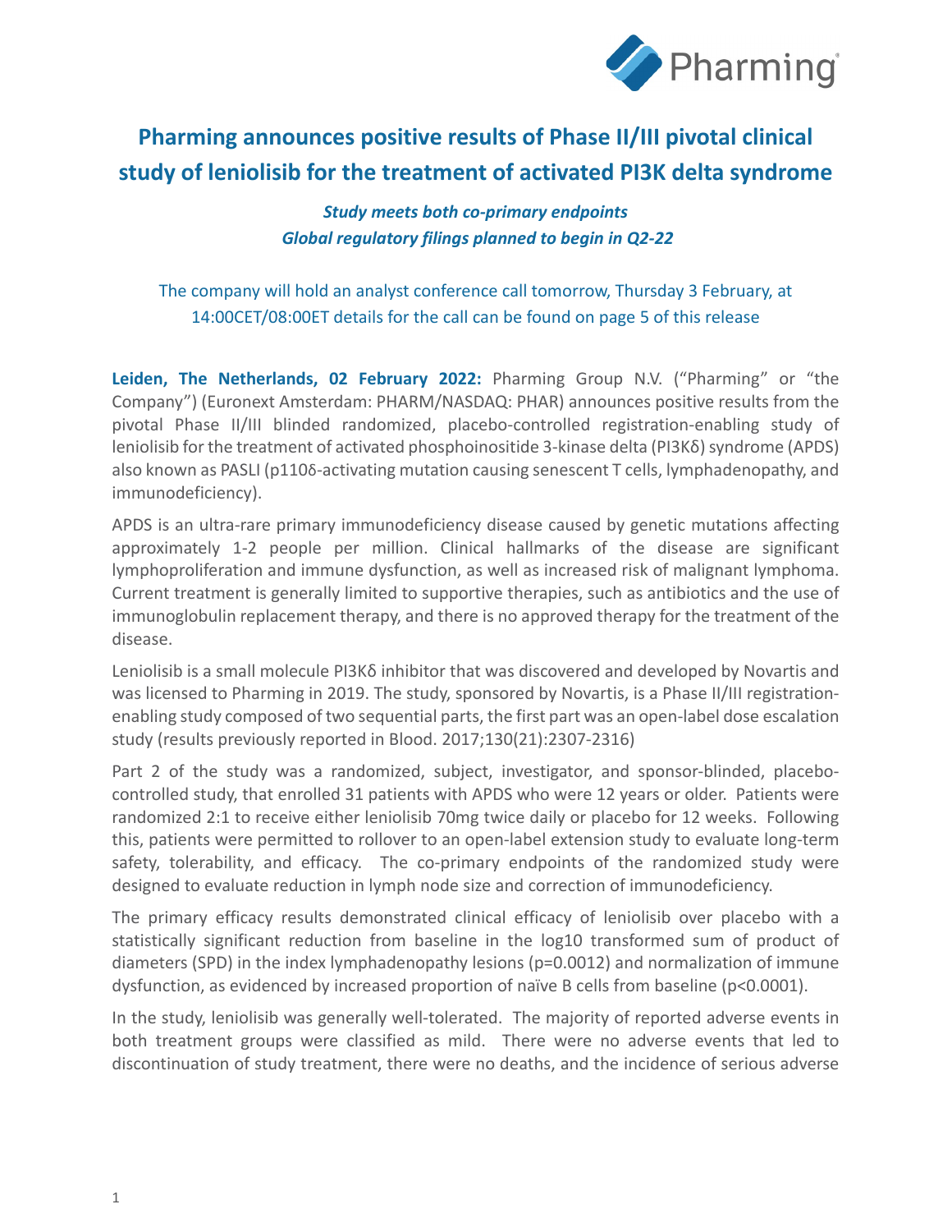# Pharming announces positive results of Phase II/III pivotal clinical study of leniolisib for the treatment of activated PI3K delta syndrome

*Study meets both co-primary endpoints*
*Global regulatory filings planned to begin in Q2-22*

The company will hold an analyst conference call tomorrow, Thursday 3 February, at 14:00CET/08:00ET details for the call can be found on page 5 of this release

**Leiden, The Netherlands, 02 February 2022:** Pharming Group N.V. ("Pharming" or "the Company") (Euronext Amsterdam: PHARM/NASDAQ: PHAR) announces positive results from the pivotal Phase II/III blinded randomized, placebo-controlled registration-enabling study of leniolisib for the treatment of activated phosphoinositide 3-kinase delta (PI3Kδ) syndrome (APDS) also known as PASLI (p110δ-activating mutation causing senescent T cells, lymphadenopathy, and immunodeficiency).

APDS is an ultra-rare primary immunodeficiency disease caused by genetic mutations affecting approximately 1-2 people per million. Clinical hallmarks of the disease are significant lymphoproliferation and immune dysfunction, as well as increased risk of malignant lymphoma. Current treatment is generally limited to supportive therapies, such as antibiotics and the use of immunoglobulin replacement therapy, and there is no approved therapy for the treatment of the disease.

Leniolisib is a small molecule PI3Kδ inhibitor that was discovered and developed by Novartis and was licensed to Pharming in 2019. The study, sponsored by Novartis, is a Phase II/III registration-enabling study composed of two sequential parts, the first part was an open-label dose escalation study (results previously reported in Blood. 2017;130(21):2307-2316)

Part 2 of the study was a randomized, subject, investigator, and sponsor-blinded, placebo-controlled study, that enrolled 31 patients with APDS who were 12 years or older. Patients were randomized 2:1 to receive either leniolisib 70mg twice daily or placebo for 12 weeks. Following this, patients were permitted to rollover to an open-label extension study to evaluate long-term safety, tolerability, and efficacy. The co-primary endpoints of the randomized study were designed to evaluate reduction in lymph node size and correction of immunodeficiency.

The primary efficacy results demonstrated clinical efficacy of leniolisib over placebo with a statistically significant reduction from baseline in the log10 transformed sum of product of diameters (SPD) in the index lymphadenopathy lesions ($p=0.0012$) and normalization of immune dysfunction, as evidenced by increased proportion of naïve B cells from baseline ($p<0.0001$).

In the study, leniolisib was generally well-tolerated. The majority of reported adverse events in both treatment groups were classified as mild. There were no adverse events that led to discontinuation of study treatment, there were no deaths, and the incidence of serious adverse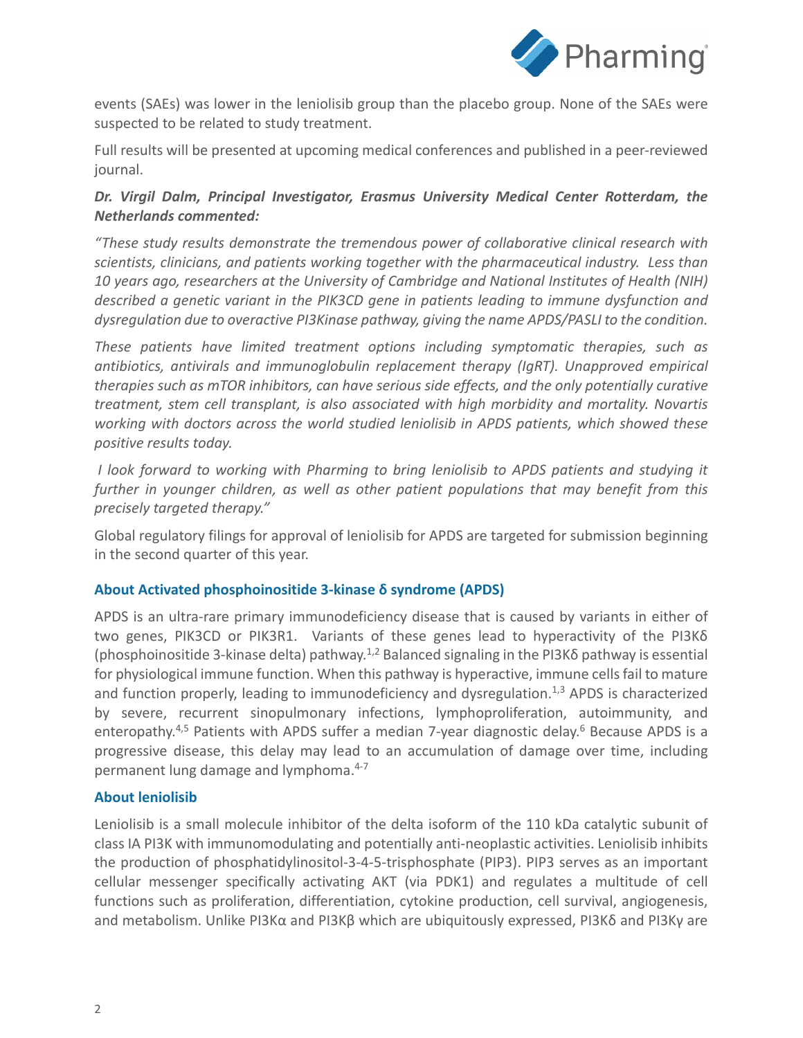events (SAEs) was lower in the leniolisib group than the placebo group. None of the SAEs were suspected to be related to study treatment.

Full results will be presented at upcoming medical conferences and published in a peer-reviewed journal.

***Dr. Virgil Dalm, Principal Investigator, Erasmus University Medical Center Rotterdam, the Netherlands commented:***

*"These study results demonstrate the tremendous power of collaborative clinical research with scientists, clinicians, and patients working together with the pharmaceutical industry. Less than 10 years ago, researchers at the University of Cambridge and National Institutes of Health (NIH) described a genetic variant in the PIK3CD gene in patients leading to immune dysfunction and dysregulation due to overactive PI3Kinase pathway, giving the name APDS/PASLI to the condition.*

*These patients have limited treatment options including symptomatic therapies, such as antibiotics, antivirals and immunoglobulin replacement therapy (IgRT). Unapproved empirical therapies such as mTOR inhibitors, can have serious side effects, and the only potentially curative treatment, stem cell transplant, is also associated with high morbidity and mortality. Novartis working with doctors across the world studied leniolisib in APDS patients, which showed these positive results today.*

*I look forward to working with Pharming to bring leniolisib to APDS patients and studying it further in younger children, as well as other patient populations that may benefit from this precisely targeted therapy."*

Global regulatory filings for approval of leniolisib for APDS are targeted for submission beginning in the second quarter of this year.

### About Activated phosphoinositide 3-kinase δ syndrome (APDS)

APDS is an ultra-rare primary immunodeficiency disease that is caused by variants in either of two genes, PIK3CD or PIK3R1. Variants of these genes lead to hyperactivity of the PI3Kδ (phosphoinositide 3-kinase delta) pathway.[1,2] Balanced signaling in the PI3Kδ pathway is essential for physiological immune function. When this pathway is hyperactive, immune cells fail to mature and function properly, leading to immunodeficiency and dysregulation.[1,3] APDS is characterized by severe, recurrent sinopulmonary infections, lymphoproliferation, autoimmunity, and enteropathy.[4,5] Patients with APDS suffer a median 7-year diagnostic delay.[6] Because APDS is a progressive disease, this delay may lead to an accumulation of damage over time, including permanent lung damage and lymphoma.[4-7]

### About leniolisib

Leniolisib is a small molecule inhibitor of the delta isoform of the 110 kDa catalytic subunit of class IA PI3K with immunomodulating and potentially anti-neoplastic activities. Leniolisib inhibits the production of phosphatidylinositol-3-4-5-trisphosphate (PIP3). PIP3 serves as an important cellular messenger specifically activating AKT (via PDK1) and regulates a multitude of cell functions such as proliferation, differentiation, cytokine production, cell survival, angiogenesis, and metabolism. Unlike PI3Kα and PI3Kβ which are ubiquitously expressed, PI3Kδ and PI3Kγ are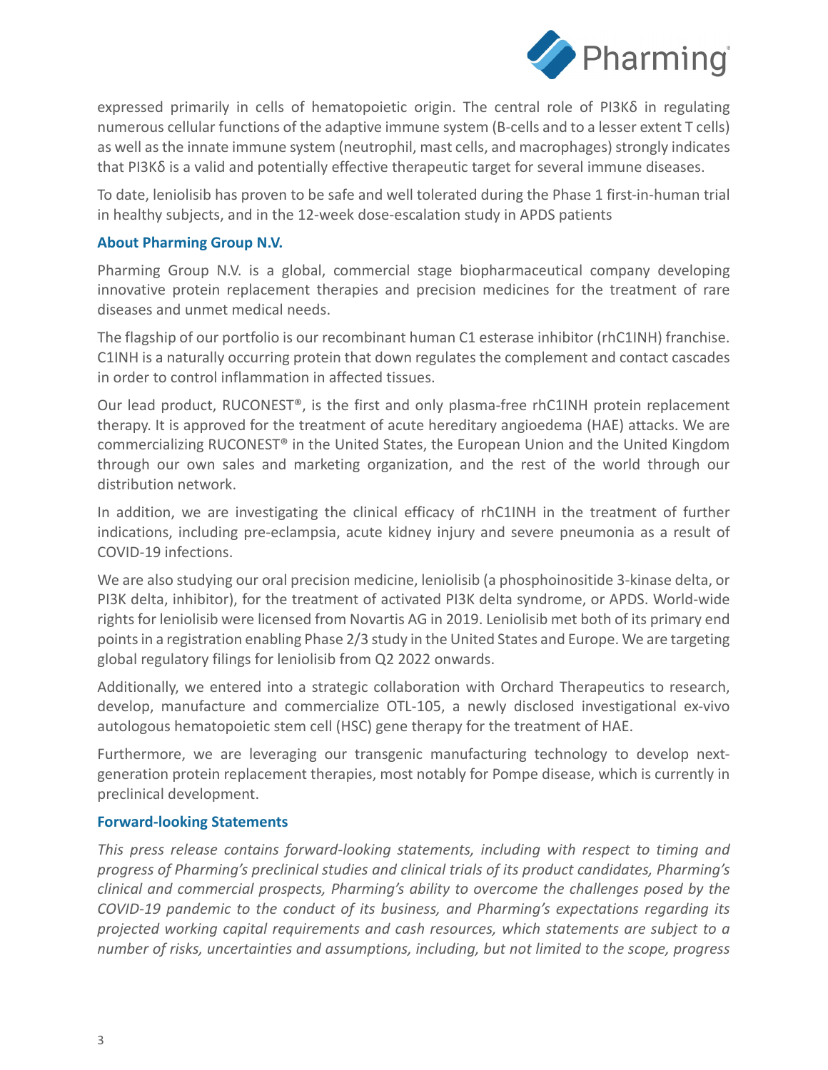expressed primarily in cells of hematopoietic origin. The central role of PI3Kδ in regulating numerous cellular functions of the adaptive immune system (B-cells and to a lesser extent T cells) as well as the innate immune system (neutrophil, mast cells, and macrophages) strongly indicates that PI3Kδ is a valid and potentially effective therapeutic target for several immune diseases.

To date, leniolisib has proven to be safe and well tolerated during the Phase 1 first-in-human trial in healthy subjects, and in the 12-week dose-escalation study in APDS patients

### About Pharming Group N.V.

Pharming Group N.V. is a global, commercial stage biopharmaceutical company developing innovative protein replacement therapies and precision medicines for the treatment of rare diseases and unmet medical needs.

The flagship of our portfolio is our recombinant human C1 esterase inhibitor (rhC1INH) franchise. C1INH is a naturally occurring protein that down regulates the complement and contact cascades in order to control inflammation in affected tissues.

Our lead product, RUCONEST®, is the first and only plasma-free rhC1INH protein replacement therapy. It is approved for the treatment of acute hereditary angioedema (HAE) attacks. We are commercializing RUCONEST® in the United States, the European Union and the United Kingdom through our own sales and marketing organization, and the rest of the world through our distribution network.

In addition, we are investigating the clinical efficacy of rhC1INH in the treatment of further indications, including pre-eclampsia, acute kidney injury and severe pneumonia as a result of COVID-19 infections.

We are also studying our oral precision medicine, leniolisib (a phosphoinositide 3-kinase delta, or PI3K delta, inhibitor), for the treatment of activated PI3K delta syndrome, or APDS. World-wide rights for leniolisib were licensed from Novartis AG in 2019. Leniolisib met both of its primary end points in a registration enabling Phase 2/3 study in the United States and Europe. We are targeting global regulatory filings for leniolisib from Q2 2022 onwards.

Additionally, we entered into a strategic collaboration with Orchard Therapeutics to research, develop, manufacture and commercialize OTL-105, a newly disclosed investigational ex-vivo autologous hematopoietic stem cell (HSC) gene therapy for the treatment of HAE.

Furthermore, we are leveraging our transgenic manufacturing technology to develop next-generation protein replacement therapies, most notably for Pompe disease, which is currently in preclinical development.

### Forward-looking Statements

*This press release contains forward-looking statements, including with respect to timing and progress of Pharming's preclinical studies and clinical trials of its product candidates, Pharming's clinical and commercial prospects, Pharming's ability to overcome the challenges posed by the COVID-19 pandemic to the conduct of its business, and Pharming's expectations regarding its projected working capital requirements and cash resources, which statements are subject to a number of risks, uncertainties and assumptions, including, but not limited to the scope, progress*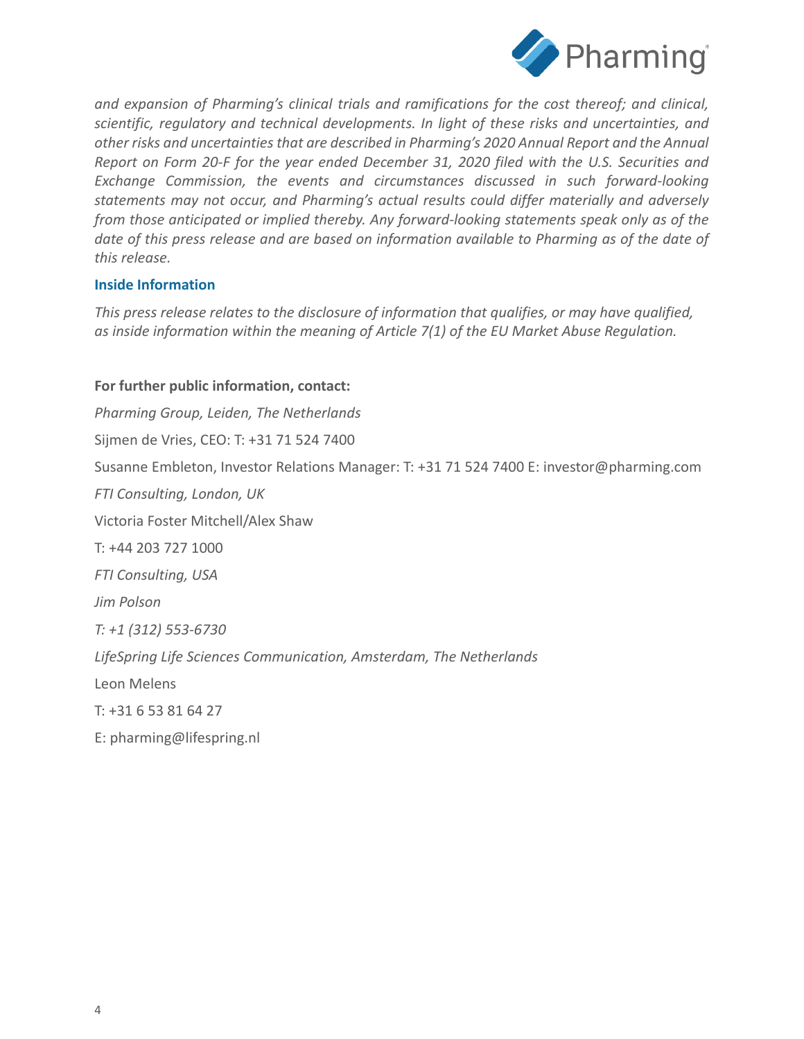*and expansion of Pharming's clinical trials and ramifications for the cost thereof; and clinical, scientific, regulatory and technical developments. In light of these risks and uncertainties, and other risks and uncertainties that are described in Pharming's 2020 Annual Report and the Annual Report on Form 20-F for the year ended December 31, 2020 filed with the U.S. Securities and Exchange Commission, the events and circumstances discussed in such forward-looking statements may not occur, and Pharming's actual results could differ materially and adversely from those anticipated or implied thereby. Any forward-looking statements speak only as of the date of this press release and are based on information available to Pharming as of the date of this release.*

### Inside Information

*This press release relates to the disclosure of information that qualifies, or may have qualified, as inside information within the meaning of Article 7(1) of the EU Market Abuse Regulation.*

**For further public information, contact:**

*Pharming Group, Leiden, The Netherlands*

Sijmen de Vries, CEO: T: +31 71 524 7400

Susanne Embleton, Investor Relations Manager: T: +31 71 524 7400 E: investor@pharming.com

*FTI Consulting, London, UK*

Victoria Foster Mitchell/Alex Shaw

T: +44 203 727 1000

*FTI Consulting, USA*

*Jim Polson*

*T: +1 (312) 553-6730*

*LifeSpring Life Sciences Communication, Amsterdam, The Netherlands*

Leon Melens

T: +31 6 53 81 64 27

E: pharming@lifespring.nl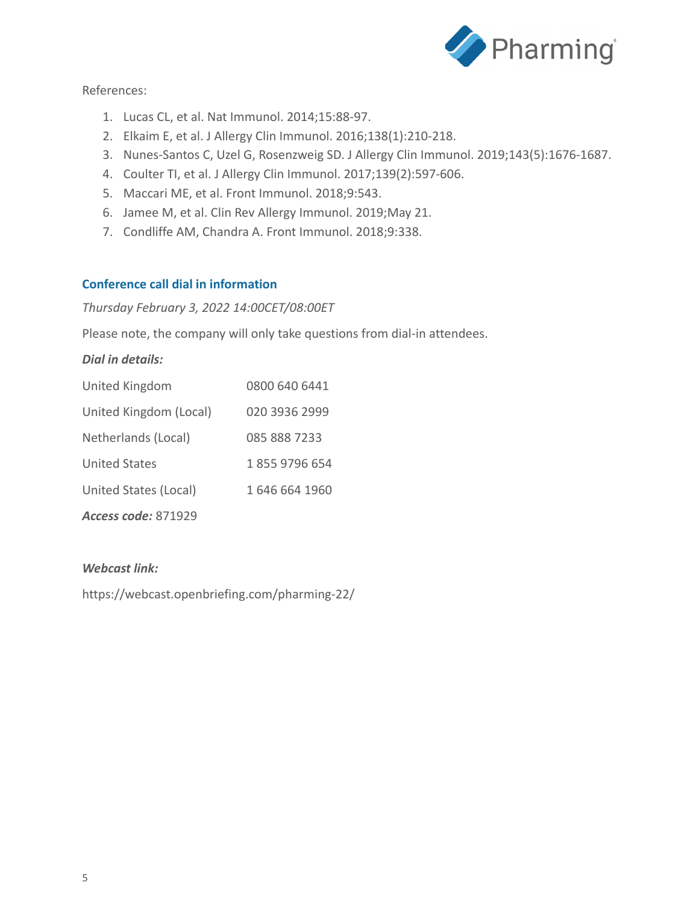References:

1. Lucas CL, et al. Nat Immunol. 2014;15:88-97.
2. Elkaim E, et al. J Allergy Clin Immunol. 2016;138(1):210-218.
3. Nunes-Santos C, Uzel G, Rosenzweig SD. J Allergy Clin Immunol. 2019;143(5):1676-1687.
4. Coulter TI, et al. J Allergy Clin Immunol. 2017;139(2):597-606.
5. Maccari ME, et al. Front Immunol. 2018;9:543.
6. Jamee M, et al. Clin Rev Allergy Immunol. 2019;May 21.
7. Condliffe AM, Chandra A. Front Immunol. 2018;9:338.

## Conference call dial in information

*Thursday February 3, 2022 14:00CET/08:00ET*

Please note, the company will only take questions from dial-in attendees.

***Dial in details:***

| | |
|---|---|
| United Kingdom | 0800 640 6441 |
| United Kingdom (Local) | 020 3936 2999 |
| Netherlands (Local) | 085 888 7233 |
| United States | 1 855 9796 654 |
| United States (Local) | 1 646 664 1960 |

***Access code:*** 871929

***Webcast link:***

https://webcast.openbriefing.com/pharming-22/